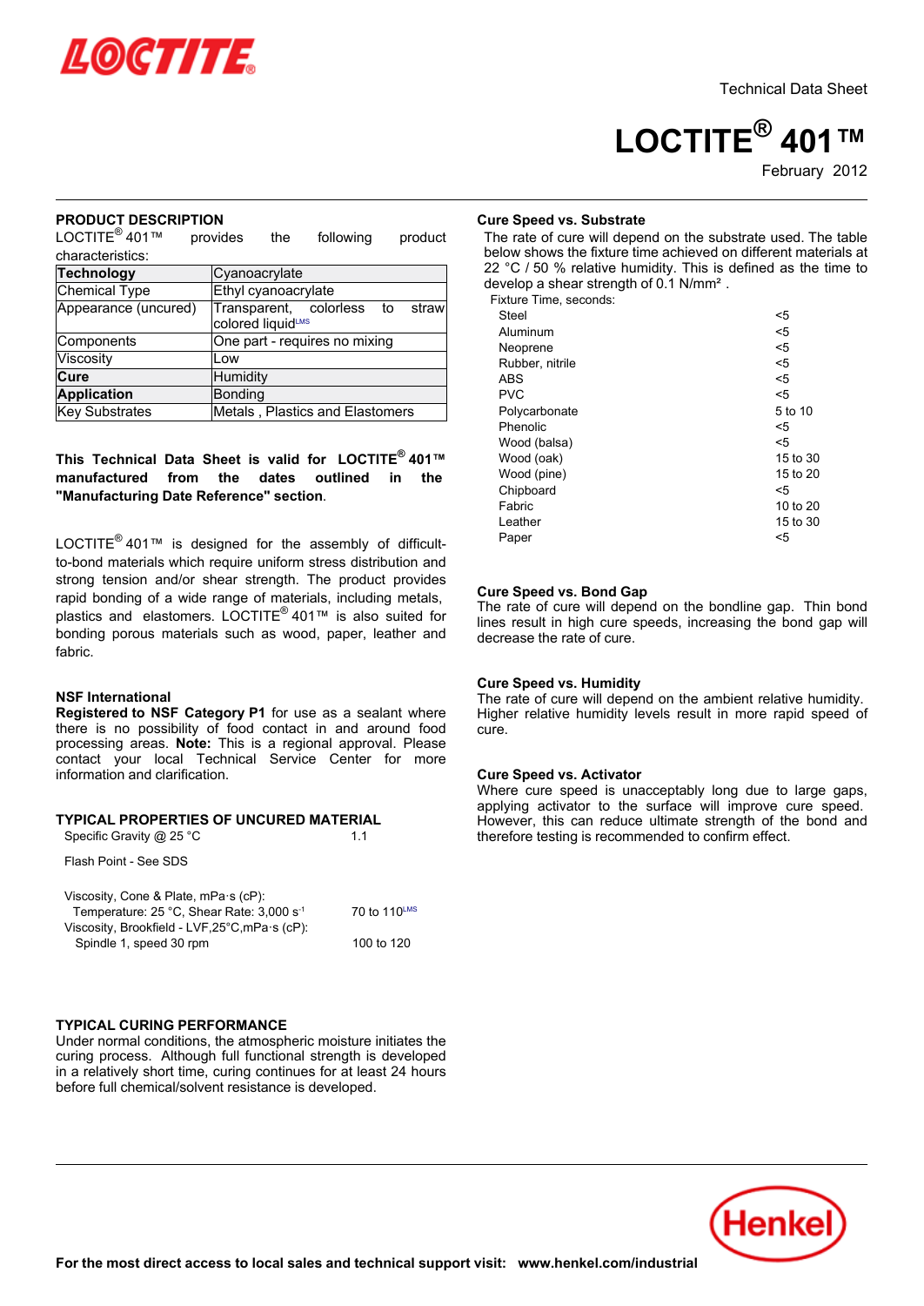Technical Data Sheet

# LOCTITE® 401™

February 2012

## PRODUCT DESCRIPTION

LOCTITE® 401™ provides the following product characteristics:

| **Technology** | Cyanoacrylate |
|---|---|
| Chemical Type | Ethyl cyanoacrylate |
| Appearance (uncured) | Transparent, colorless to straw colored liquid[LMS] |
| Components | One part - requires no mixing |
| Viscosity | Low |
| **Cure** | Humidity |
| **Application** | Bonding |
| Key Substrates | Metals , Plastics and Elastomers |

**This Technical Data Sheet is valid for LOCTITE® 401™ manufactured from the dates outlined in the "Manufacturing Date Reference" section.**

LOCTITE® 401™ is designed for the assembly of difficult-to-bond materials which require uniform stress distribution and strong tension and/or shear strength. The product provides rapid bonding of a wide range of materials, including metals, plastics and elastomers. LOCTITE® 401™ is also suited for bonding porous materials such as wood, paper, leather and fabric.

### NSF International

**Registered to NSF Category P1** for use as a sealant where there is no possibility of food contact in and around food processing areas. **Note:** This is a regional approval. Please contact your local Technical Service Center for more information and clarification.

## TYPICAL PROPERTIES OF UNCURED MATERIAL

| | |
|---|---|
| Specific Gravity @ 25 °C | 1.1 |
| Flash Point - See SDS | |
| Viscosity, Cone & Plate, mPa·s (cP): Temperature: 25 °C, Shear Rate: 3,000 $s^{-1}$ | 70 to 110[LMS] |
| Viscosity, Brookfield - LVF,25°C,mPa·s (cP): Spindle 1, speed 30 rpm | 100 to 120 |

## TYPICAL CURING PERFORMANCE

Under normal conditions, the atmospheric moisture initiates the curing process. Although full functional strength is developed in a relatively short time, curing continues for at least 24 hours before full chemical/solvent resistance is developed.

### Cure Speed vs. Substrate

The rate of cure will depend on the substrate used. The table below shows the fixture time achieved on different materials at 22 °C / 50 % relative humidity. This is defined as the time to develop a shear strength of 0.1 N/mm².

| Fixture Time, seconds: | |
|---|---|
| Steel | <5 |
| Aluminum | <5 |
| Neoprene | <5 |
| Rubber, nitrile | <5 |
| ABS | <5 |
| PVC | <5 |
| Polycarbonate | 5 to 10 |
| Phenolic | <5 |
| Wood (balsa) | <5 |
| Wood (oak) | 15 to 30 |
| Wood (pine) | 15 to 20 |
| Chipboard | <5 |
| Fabric | 10 to 20 |
| Leather | 15 to 30 |
| Paper | <5 |

### Cure Speed vs. Bond Gap

The rate of cure will depend on the bondline gap. Thin bond lines result in high cure speeds, increasing the bond gap will decrease the rate of cure.

### Cure Speed vs. Humidity

The rate of cure will depend on the ambient relative humidity. Higher relative humidity levels result in more rapid speed of cure.

### Cure Speed vs. Activator

Where cure speed is unacceptably long due to large gaps, applying activator to the surface will improve cure speed. However, this can reduce ultimate strength of the bond and therefore testing is recommended to confirm effect.

**For the most direct access to local sales and technical support visit: www.henkel.com/industrial**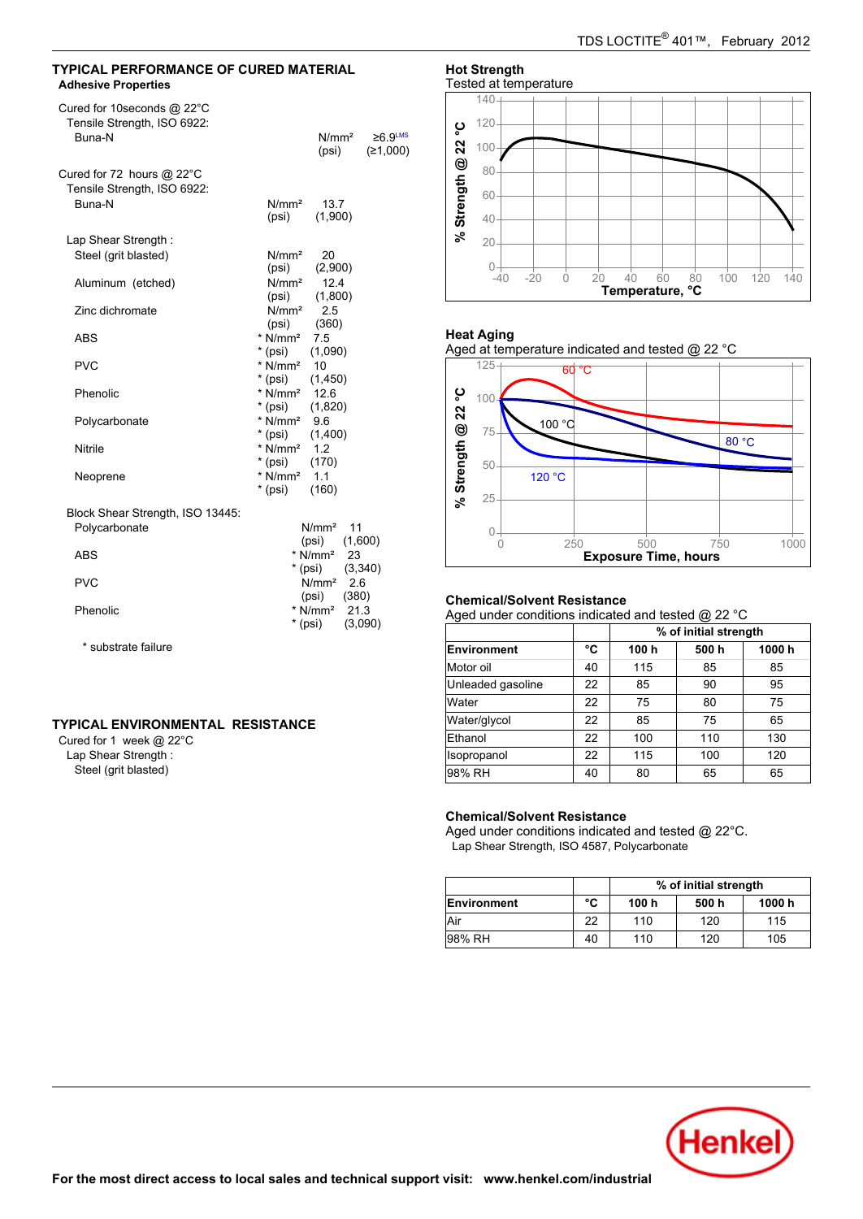## TYPICAL PERFORMANCE OF CURED MATERIAL

### Adhesive Properties

Cured for 10seconds @ 22°C

Tensile Strength, ISO 6922:

| | | |
|---|---|---|
| Buna-N | N/mm² | ≥6.9[LMS] |
| | (psi) | (≥1,000) |

Cured for 72 hours @ 22°C

Tensile Strength, ISO 6922:

| | | |
|---|---|---|
| Buna-N | N/mm² | 13.7 |
| | (psi) | (1,900) |

Lap Shear Strength :

| | | |
|---|---|---|
| Steel (grit blasted) | N/mm² | 20 |
| | (psi) | (2,900) |
| Aluminum (etched) | N/mm² | 12.4 |
| | (psi) | (1,800) |
| Zinc dichromate | N/mm² | 2.5 |
| | (psi) | (360) |
| ABS | * N/mm² | 7.5 |
| | * (psi) | (1,090) |
| PVC | * N/mm² | 10 |
| | * (psi) | (1,450) |
| Phenolic | * N/mm² | 12.6 |
| | * (psi) | (1,820) |
| Polycarbonate | * N/mm² | 9.6 |
| | * (psi) | (1,400) |
| Nitrile | * N/mm² | 1.2 |
| | * (psi) | (170) |
| Neoprene | * N/mm² | 1.1 |
| | * (psi) | (160) |

Block Shear Strength, ISO 13445:

| | | |
|---|---|---|
| Polycarbonate | N/mm² | 11 |
| | (psi) | (1,600) |
| ABS | * N/mm² | 23 |
| | * (psi) | (3,340) |
| PVC | N/mm² | 2.6 |
| | (psi) | (380) |
| Phenolic | * N/mm² | 21.3 |
| | * (psi) | (3,090) |

\* substrate failure

## TYPICAL ENVIRONMENTAL RESISTANCE

Cured for 1 week @ 22°C

Lap Shear Strength :

Steel (grit blasted)

### Hot Strength

Tested at temperature

### Heat Aging

Aged at temperature indicated and tested @ 22 °C

### Chemical/Solvent Resistance

Aged under conditions indicated and tested @ 22 °C

| | | % of initial strength | | |
|---|---|---|---|---|
| Environment | °C | 100 h | 500 h | 1000 h |
| Motor oil | 40 | 115 | 85 | 85 |
| Unleaded gasoline | 22 | 85 | 90 | 95 |
| Water | 22 | 75 | 80 | 75 |
| Water/glycol | 22 | 85 | 75 | 65 |
| Ethanol | 22 | 100 | 110 | 130 |
| Isopropanol | 22 | 115 | 100 | 120 |
| 98% RH | 40 | 80 | 65 | 65 |

### Chemical/Solvent Resistance

Aged under conditions indicated and tested @ 22°C.

Lap Shear Strength, ISO 4587, Polycarbonate

| | | % of initial strength | | |
|---|---|---|---|---|
| Environment | °C | 100 h | 500 h | 1000 h |
| Air | 22 | 110 | 120 | 115 |
| 98% RH | 40 | 110 | 120 | 105 |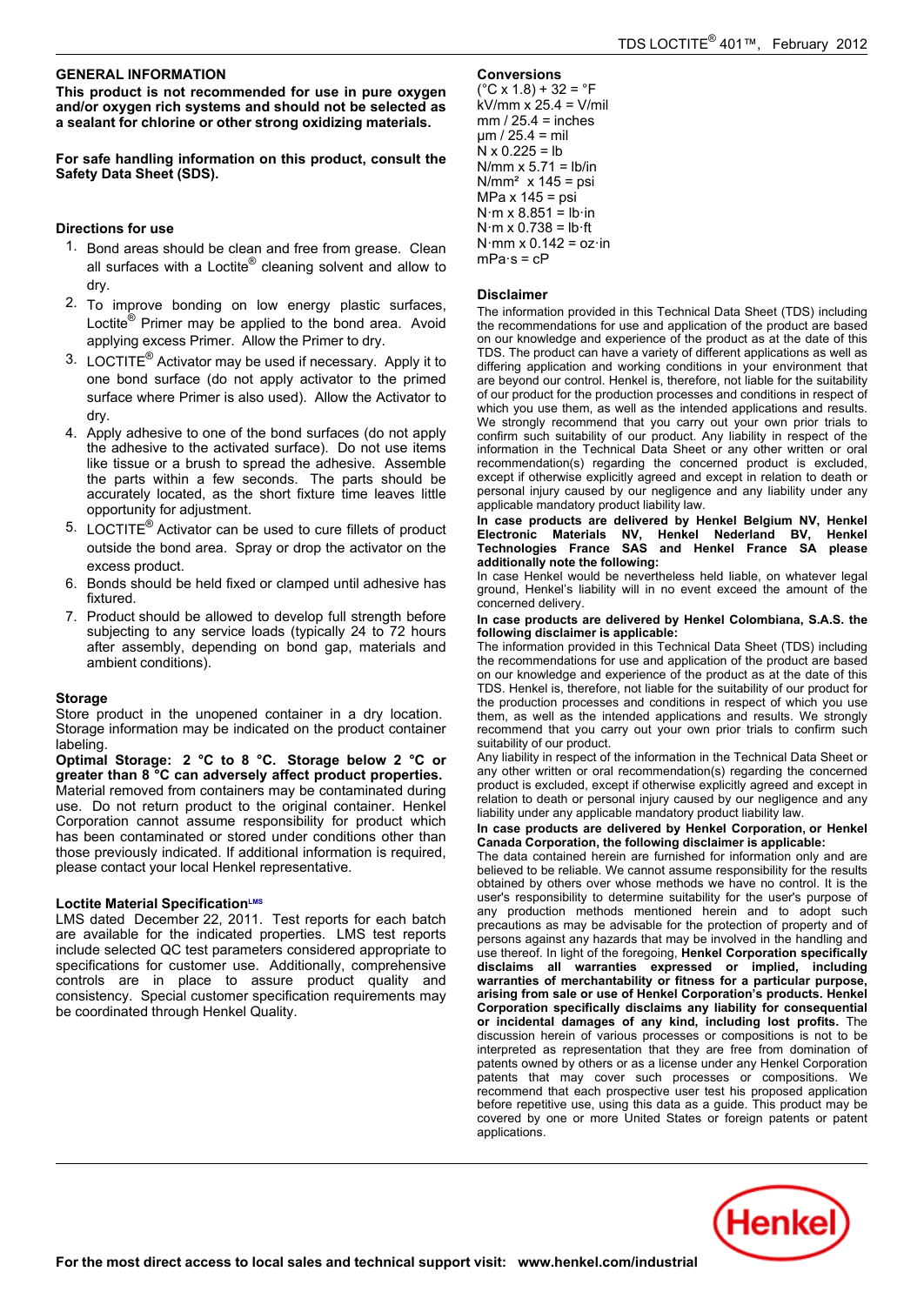## GENERAL INFORMATION

**This product is not recommended for use in pure oxygen and/or oxygen rich systems and should not be selected as a sealant for chlorine or other strong oxidizing materials.**

**For safe handling information on this product, consult the Safety Data Sheet (SDS).**

### Directions for use

1. Bond areas should be clean and free from grease. Clean all surfaces with a Loctite® cleaning solvent and allow to dry.
2. To improve bonding on low energy plastic surfaces, Loctite® Primer may be applied to the bond area. Avoid applying excess Primer. Allow the Primer to dry.
3. LOCTITE® Activator may be used if necessary. Apply it to one bond surface (do not apply activator to the primed surface where Primer is also used). Allow the Activator to dry.
4. Apply adhesive to one of the bond surfaces (do not apply the adhesive to the activated surface). Do not use items like tissue or a brush to spread the adhesive. Assemble the parts within a few seconds. The parts should be accurately located, as the short fixture time leaves little opportunity for adjustment.
5. LOCTITE® Activator can be used to cure fillets of product outside the bond area. Spray or drop the activator on the excess product.
6. Bonds should be held fixed or clamped until adhesive has fixtured.
7. Product should be allowed to develop full strength before subjecting to any service loads (typically 24 to 72 hours after assembly, depending on bond gap, materials and ambient conditions).

### Storage

Store product in the unopened container in a dry location. Storage information may be indicated on the product container labeling.

**Optimal Storage: 2 °C to 8 °C. Storage below 2 °C or greater than 8 °C can adversely affect product properties.** Material removed from containers may be contaminated during use. Do not return product to the original container. Henkel Corporation cannot assume responsibility for product which has been contaminated or stored under conditions other than those previously indicated. If additional information is required, please contact your local Henkel representative.

### Loctite Material Specification[LMS]

LMS dated December 22, 2011. Test reports for each batch are available for the indicated properties. LMS test reports include selected QC test parameters considered appropriate to specifications for customer use. Additionally, comprehensive controls are in place to assure product quality and consistency. Special customer specification requirements may be coordinated through Henkel Quality.

### Conversions

(°C x 1.8) + 32 = °F
kV/mm x 25.4 = V/mil
mm / 25.4 = inches
µm / 25.4 = mil
N x 0.225 = lb
N/mm x 5.71 = lb/in
N/mm² x 145 = psi
MPa x 145 = psi
N·m x 8.851 = lb·in
N·m x 0.738 = lb·ft
N·mm x 0.142 = oz·in
mPa·s = cP

### Disclaimer

The information provided in this Technical Data Sheet (TDS) including the recommendations for use and application of the product are based on our knowledge and experience of the product as at the date of this TDS. The product can have a variety of different applications as well as differing application and working conditions in your environment that are beyond our control. Henkel is, therefore, not liable for the suitability of our product for the production processes and conditions in respect of which you use them, as well as the intended applications and results. We strongly recommend that you carry out your own prior trials to confirm such suitability of our product. Any liability in respect of the information in the Technical Data Sheet or any other written or oral recommendation(s) regarding the concerned product is excluded, except if otherwise explicitly agreed and except in relation to death or personal injury caused by our negligence and any liability under any applicable mandatory product liability law.

**In case products are delivered by Henkel Belgium NV, Henkel Electronic Materials NV, Henkel Nederland BV, Henkel Technologies France SAS and Henkel France SA please additionally note the following:**

In case Henkel would be nevertheless held liable, on whatever legal ground, Henkel's liability will in no event exceed the amount of the concerned delivery.

**In case products are delivered by Henkel Colombiana, S.A.S. the following disclaimer is applicable:**

The information provided in this Technical Data Sheet (TDS) including the recommendations for use and application of the product are based on our knowledge and experience of the product as at the date of this TDS. Henkel is, therefore, not liable for the suitability of our product for the production processes and conditions in respect of which you use them, as well as the intended applications and results. We strongly recommend that you carry out your own prior trials to confirm such suitability of our product.

Any liability in respect of the information in the Technical Data Sheet or any other written or oral recommendation(s) regarding the concerned product is excluded, except if otherwise explicitly agreed and except in relation to death or personal injury caused by our negligence and any liability under any applicable mandatory product liability law.

**In case products are delivered by Henkel Corporation, or Henkel Canada Corporation, the following disclaimer is applicable:**

The data contained herein are furnished for information only and are believed to be reliable. We cannot assume responsibility for the results obtained by others over whose methods we have no control. It is the user's responsibility to determine suitability for the user's purpose of any production methods mentioned herein and to adopt such precautions as may be advisable for the protection of property and of persons against any hazards that may be involved in the handling and use thereof. In light of the foregoing, **Henkel Corporation specifically disclaims all warranties expressed or implied, including warranties of merchantability or fitness for a particular purpose, arising from sale or use of Henkel Corporation's products. Henkel Corporation specifically disclaims any liability for consequential or incidental damages of any kind, including lost profits.** The discussion herein of various processes or compositions is not to be interpreted as representation that they are free from domination of patents owned by others or as a license under any Henkel Corporation patents that may cover such processes or compositions. We recommend that each prospective user test his proposed application before repetitive use, using this data as a guide. This product may be covered by one or more United States or foreign patents or patent applications.

**For the most direct access to local sales and technical support visit: www.henkel.com/industrial**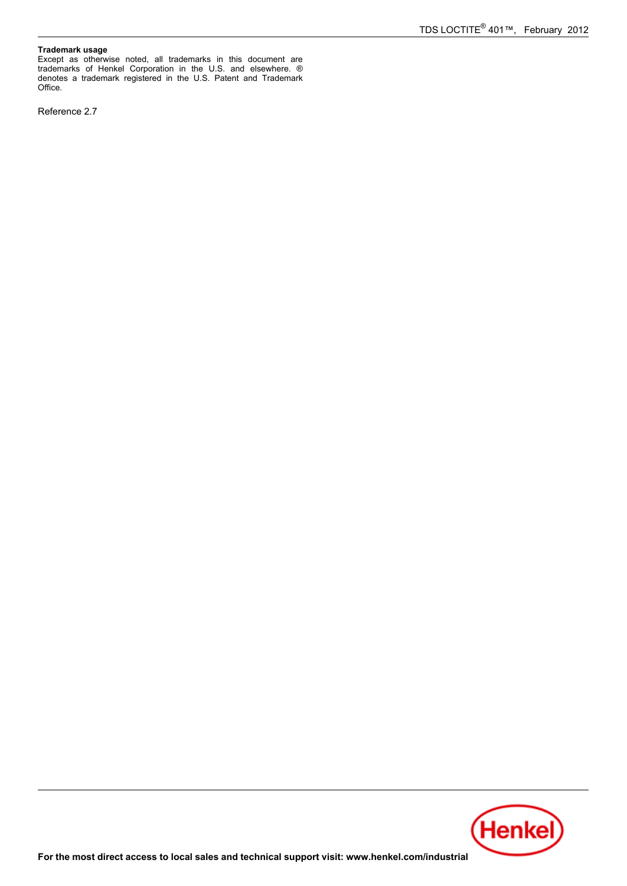**Trademark usage**

Except as otherwise noted, all trademarks in this document are trademarks of Henkel Corporation in the U.S. and elsewhere. ® denotes a trademark registered in the U.S. Patent and Trademark Office.

Reference 2.7

**For the most direct access to local sales and technical support visit: www.henkel.com/industrial**